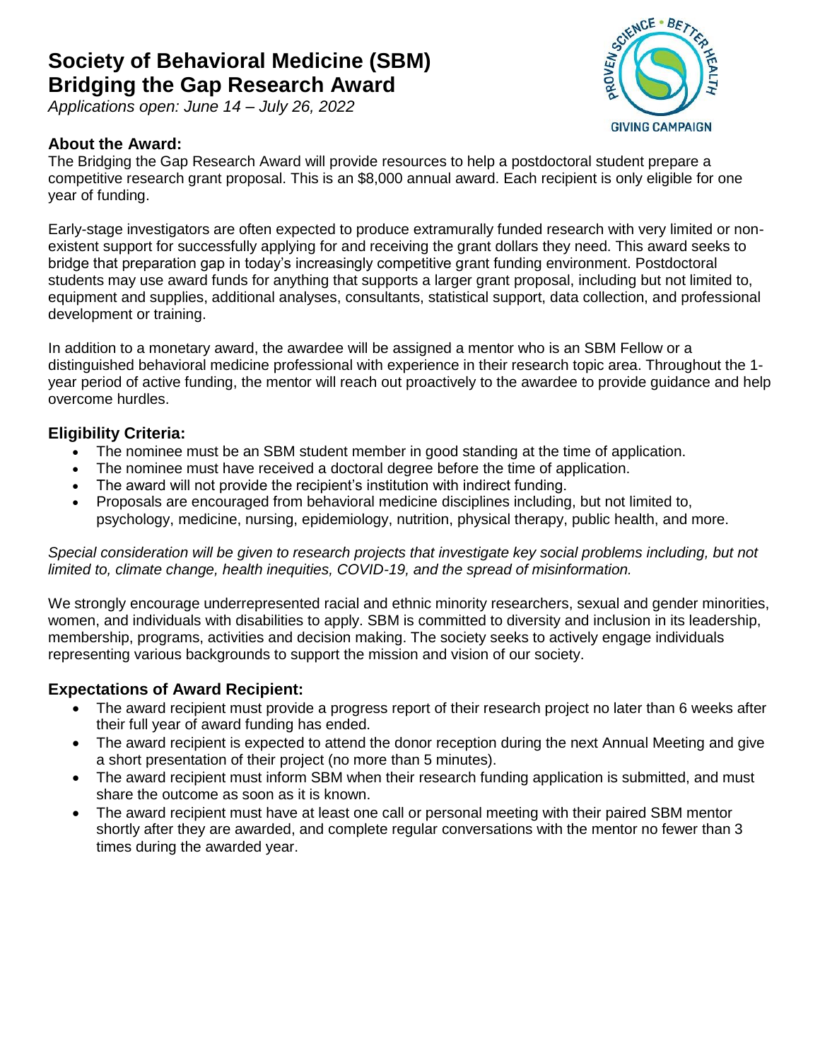# Society of Behavioral Medicine (SBM) Bridging the Gap Research Award

*Applications open: June 14 – July 26, 2022*

## About the Award:

The Bridging the Gap Research Award will provide resources to help a postdoctoral student prepare a competitive research grant proposal. This is an $8,000 annual award. Each recipient is only eligible for one year of funding.

Early-stage investigators are often expected to produce extramurally funded research with very limited or non-existent support for successfully applying for and receiving the grant dollars they need. This award seeks to bridge that preparation gap in today's increasingly competitive grant funding environment. Postdoctoral students may use award funds for anything that supports a larger grant proposal, including but not limited to, equipment and supplies, additional analyses, consultants, statistical support, data collection, and professional development or training.

In addition to a monetary award, the awardee will be assigned a mentor who is an SBM Fellow or a distinguished behavioral medicine professional with experience in their research topic area. Throughout the 1-year period of active funding, the mentor will reach out proactively to the awardee to provide guidance and help overcome hurdles.

## Eligibility Criteria:

- The nominee must be an SBM student member in good standing at the time of application.
- The nominee must have received a doctoral degree before the time of application.
- The award will not provide the recipient's institution with indirect funding.
- Proposals are encouraged from behavioral medicine disciplines including, but not limited to, psychology, medicine, nursing, epidemiology, nutrition, physical therapy, public health, and more.

*Special consideration will be given to research projects that investigate key social problems including, but not limited to, climate change, health inequities, COVID-19, and the spread of misinformation.*

We strongly encourage underrepresented racial and ethnic minority researchers, sexual and gender minorities, women, and individuals with disabilities to apply. SBM is committed to diversity and inclusion in its leadership, membership, programs, activities and decision making. The society seeks to actively engage individuals representing various backgrounds to support the mission and vision of our society.

## Expectations of Award Recipient:

- The award recipient must provide a progress report of their research project no later than 6 weeks after their full year of award funding has ended.
- The award recipient is expected to attend the donor reception during the next Annual Meeting and give a short presentation of their project (no more than 5 minutes).
- The award recipient must inform SBM when their research funding application is submitted, and must share the outcome as soon as it is known.
- The award recipient must have at least one call or personal meeting with their paired SBM mentor shortly after they are awarded, and complete regular conversations with the mentor no fewer than 3 times during the awarded year.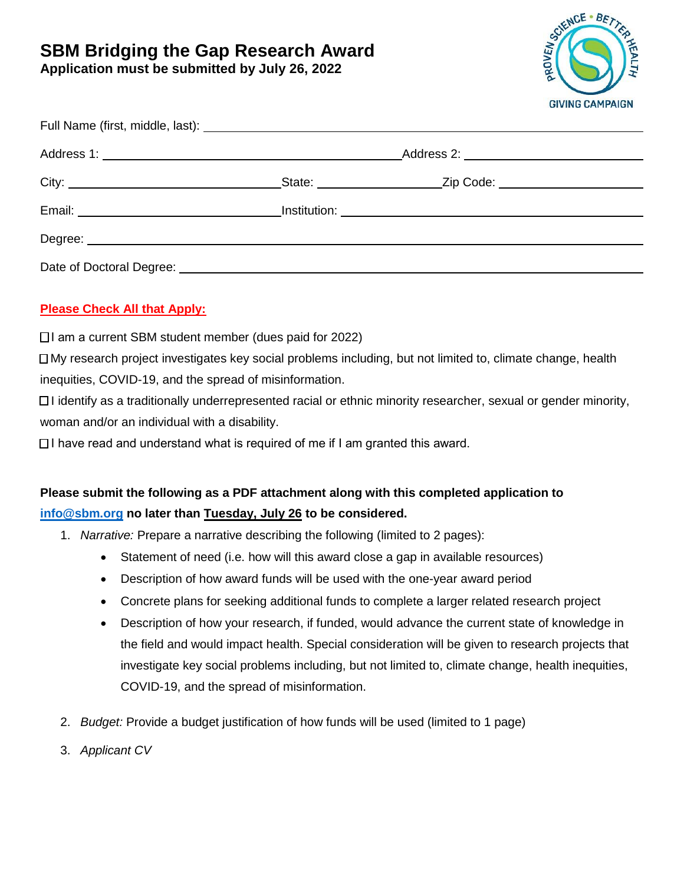# SBM Bridging the Gap Research Award

**Application must be submitted by July 26, 2022**

Full Name (first, middle, last): ______________________________

Address 1: ______________________________ Address 2: ______________________________

City: ____________________ State: ____________________ Zip Code: ____________________

Email: ____________________ Institution: ______________________________

Degree: ______________________________

Date of Doctoral Degree: ______________________________

**Please Check All that Apply:**

☐ I am a current SBM student member (dues paid for 2022)

☐ My research project investigates key social problems including, but not limited to, climate change, health inequities, COVID-19, and the spread of misinformation.

☐ I identify as a traditionally underrepresented racial or ethnic minority researcher, sexual or gender minority, woman and/or an individual with a disability.

☐ I have read and understand what is required of me if I am granted this award.

**Please submit the following as a PDF attachment along with this completed application to info@sbm.org no later than Tuesday, July 26 to be considered.**

1. *Narrative:* Prepare a narrative describing the following (limited to 2 pages):
   - Statement of need (i.e. how will this award close a gap in available resources)
   - Description of how award funds will be used with the one-year award period
   - Concrete plans for seeking additional funds to complete a larger related research project
   - Description of how your research, if funded, would advance the current state of knowledge in the field and would impact health. Special consideration will be given to research projects that investigate key social problems including, but not limited to, climate change, health inequities, COVID-19, and the spread of misinformation.
2. *Budget:* Provide a budget justification of how funds will be used (limited to 1 page)
3. *Applicant CV*